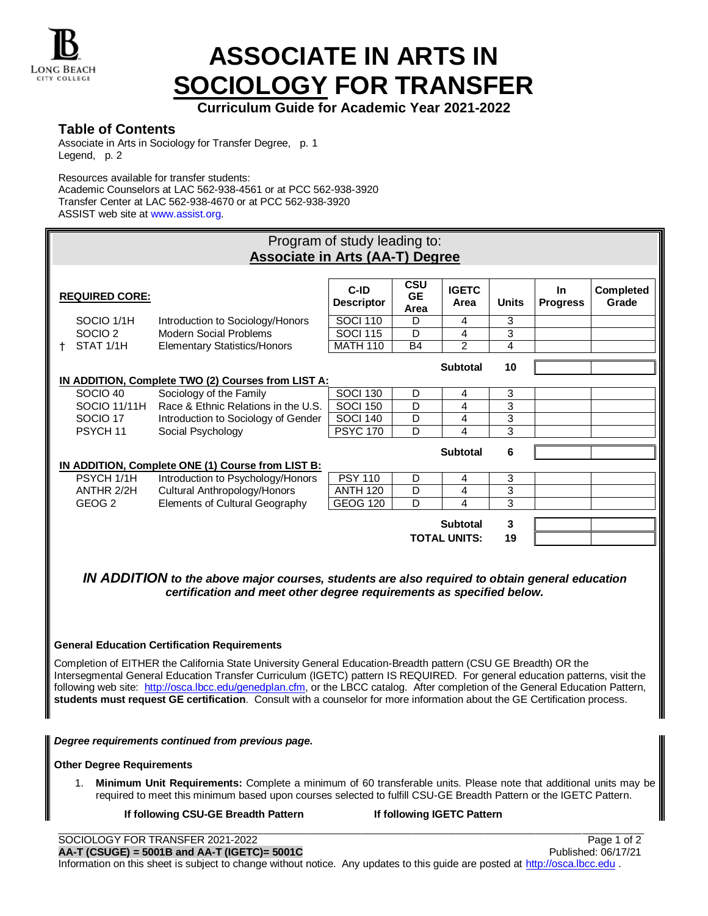# ASSOCIATE IN ARTS IN SOCIOLOGY FOR TRANSFER

**Curriculum Guide for Academic Year 2021-2022**

## Table of Contents

Associate in Arts in Sociology for Transfer Degree, p. 1
Legend, p. 2

Resources available for transfer students:
Academic Counselors at LAC 562-938-4561 or at PCC 562-938-3920
Transfer Center at LAC 562-938-4670 or at PCC 562-938-3920
ASSIST web site at www.assist.org.

## Program of study leading to: Associate in Arts (AA-T) Degree

| | **REQUIRED CORE:** | | C-ID Descriptor | CSU GE Area | IGETC Area | Units | In Progress | Completed Grade |
|---|---|---|---|---|---|---|---|---|
| | SOCIO 1/1H | Introduction to Sociology/Honors | SOCI 110 | D | 4 | 3 | | |
| | SOCIO 2 | Modern Social Problems | SOCI 115 | D | 4 | 3 | | |
| † | STAT 1/1H | Elementary Statistics/Honors | MATH 110 | B4 | 2 | 4 | | |
| | | | | | **Subtotal** | **10** | | |
| | **IN ADDITION, Complete TWO (2) Courses from LIST A:** | | | | | | | |
| | SOCIO 40 | Sociology of the Family | SOCI 130 | D | 4 | 3 | | |
| | SOCIO 11/11H | Race & Ethnic Relations in the U.S. | SOCI 150 | D | 4 | 3 | | |
| | SOCIO 17 | Introduction to Sociology of Gender | SOCI 140 | D | 4 | 3 | | |
| | PSYCH 11 | Social Psychology | PSYC 170 | D | 4 | 3 | | |
| | | | | | **Subtotal** | **6** | | |
| | **IN ADDITION, Complete ONE (1) Course from LIST B:** | | | | | | | |
| | PSYCH 1/1H | Introduction to Psychology/Honors | PSY 110 | D | 4 | 3 | | |
| | ANTHR 2/2H | Cultural Anthropology/Honors | ANTH 120 | D | 4 | 3 | | |
| | GEOG 2 | Elements of Cultural Geography | GEOG 120 | D | 4 | 3 | | |
| | | | | | **Subtotal** | **3** | | |
| | | | | | **TOTAL UNITS:** | **19** | | |

***IN ADDITION** to the above major courses, students are also required to obtain general education certification and meet other degree requirements as specified below.*

**General Education Certification Requirements**

Completion of EITHER the California State University General Education-Breadth pattern (CSU GE Breadth) OR the Intersegmental General Education Transfer Curriculum (IGETC) pattern IS REQUIRED. For general education patterns, visit the following web site: http://osca.lbcc.edu/genedplan.cfm, or the LBCC catalog. After completion of the General Education Pattern, **students must request GE certification**. Consult with a counselor for more information about the GE Certification process.

***Degree requirements continued from previous page.***

**Other Degree Requirements**

1. **Minimum Unit Requirements:** Complete a minimum of 60 transferable units. Please note that additional units may be required to meet this minimum based upon courses selected to fulfill CSU-GE Breadth Pattern or the IGETC Pattern.

**If following CSU-GE Breadth Pattern** **If following IGETC Pattern**

SOCIOLOGY FOR TRANSFER 2021-2022
**AA-T (CSUGE) = 5001B and AA-T (IGETC)= 5001C**
Published: 06/17/21
Information on this sheet is subject to change without notice. Any updates to this guide are posted at http://osca.lbcc.edu .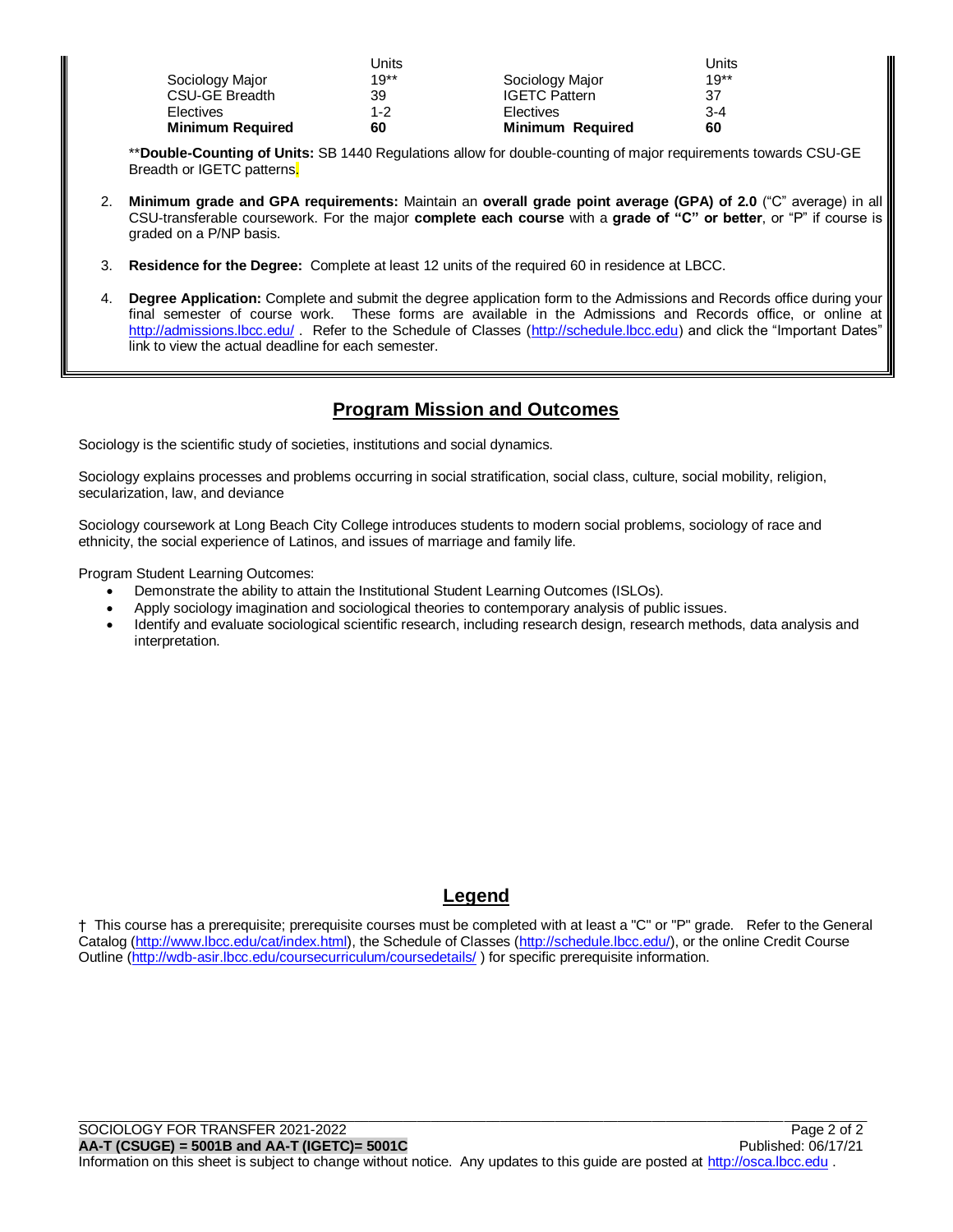| | Units | | Units |
|---|---|---|---|
| Sociology Major | 19** | Sociology Major | 19** |
| CSU-GE Breadth | 39 | IGETC Pattern | 37 |
| Electives | 1-2 | Electives | 3-4 |
| **Minimum Required** | **60** | **Minimum Required** | **60** |

**Double-Counting of Units:** SB 1440 Regulations allow for double-counting of major requirements towards CSU-GE Breadth or IGETC patterns.

2. **Minimum grade and GPA requirements:** Maintain an **overall grade point average (GPA) of 2.0** ("C" average) in all CSU-transferable coursework. For the major **complete each course** with a **grade of "C" or better**, or "P" if course is graded on a P/NP basis.

3. **Residence for the Degree:** Complete at least 12 units of the required 60 in residence at LBCC.

4. **Degree Application:** Complete and submit the degree application form to the Admissions and Records office during your final semester of course work. These forms are available in the Admissions and Records office, or online at http://admissions.lbcc.edu/ . Refer to the Schedule of Classes (http://schedule.lbcc.edu) and click the "Important Dates" link to view the actual deadline for each semester.

## Program Mission and Outcomes

Sociology is the scientific study of societies, institutions and social dynamics.

Sociology explains processes and problems occurring in social stratification, social class, culture, social mobility, religion, secularization, law, and deviance

Sociology coursework at Long Beach City College introduces students to modern social problems, sociology of race and ethnicity, the social experience of Latinos, and issues of marriage and family life.

Program Student Learning Outcomes:

- Demonstrate the ability to attain the Institutional Student Learning Outcomes (ISLOs).
- Apply sociology imagination and sociological theories to contemporary analysis of public issues.
- Identify and evaluate sociological scientific research, including research design, research methods, data analysis and interpretation.

## Legend

† This course has a prerequisite; prerequisite courses must be completed with at least a "C" or "P" grade. Refer to the General Catalog (http://www.lbcc.edu/cat/index.html), the Schedule of Classes (http://schedule.lbcc.edu/), or the online Credit Course Outline (http://wdb-asir.lbcc.edu/coursecurriculum/coursedetails/ ) for specific prerequisite information.

SOCIOLOGY FOR TRANSFER 2021-2022
**AA-T (CSUGE) = 5001B and AA-T (IGETC)= 5001C**
Published: 06/17/21
Information on this sheet is subject to change without notice. Any updates to this guide are posted at http://osca.lbcc.edu .